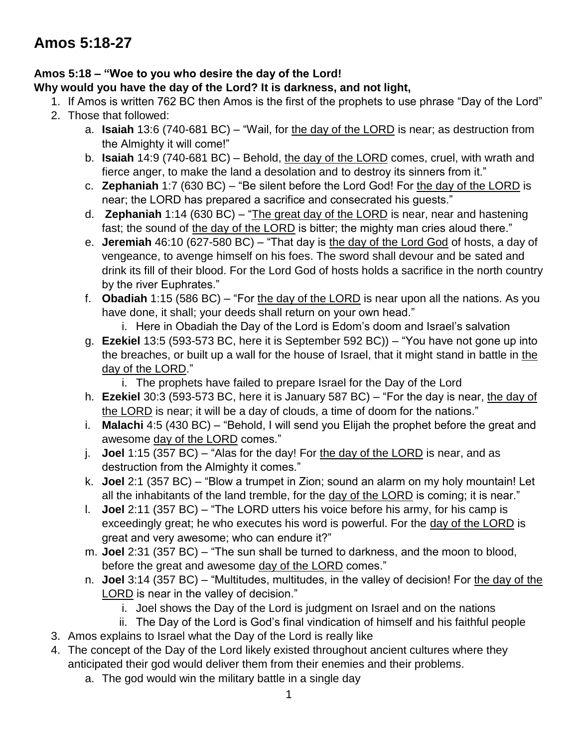# Amos 5:18-27

**Amos 5:18 – "Woe to you who desire the day of the Lord!**
**Why would you have the day of the Lord? It is darkness, and not light,**

1. If Amos is written 762 BC then Amos is the first of the prophets to use phrase "Day of the Lord"
2. Those that followed:
   a. **Isaiah** 13:6 (740-681 BC) – "Wail, for <u>the day of the LORD</u> is near; as destruction from the Almighty it will come!"
   b. **Isaiah** 14:9 (740-681 BC) – Behold, <u>the day of the LORD</u> comes, cruel, with wrath and fierce anger, to make the land a desolation and to destroy its sinners from it."
   c. **Zephaniah** 1:7 (630 BC) – "Be silent before the Lord God! For <u>the day of the LORD</u> is near; the LORD has prepared a sacrifice and consecrated his guests."
   d. **Zephaniah** 1:14 (630 BC) – "<u>The great day of the LORD</u> is near, near and hastening fast; the sound of <u>the day of the LORD</u> is bitter; the mighty man cries aloud there."
   e. **Jeremiah** 46:10 (627-580 BC) – "That day is <u>the day of the Lord God</u> of hosts, a day of vengeance, to avenge himself on his foes. The sword shall devour and be sated and drink its fill of their blood. For the Lord God of hosts holds a sacrifice in the north country by the river Euphrates."
   f. **Obadiah** 1:15 (586 BC) – "For <u>the day of the LORD</u> is near upon all the nations. As you have done, it shall; your deeds shall return on your own head."
      i. Here in Obadiah the Day of the Lord is Edom's doom and Israel's salvation
   g. **Ezekiel** 13:5 (593-573 BC, here it is September 592 BC)) – "You have not gone up into the breaches, or built up a wall for the house of Israel, that it might stand in battle in <u>the day of the LORD</u>."
      i. The prophets have failed to prepare Israel for the Day of the Lord
   h. **Ezekiel** 30:3 (593-573 BC, here it is January 587 BC) – "For the day is near, <u>the day of the LORD</u> is near; it will be a day of clouds, a time of doom for the nations."
   i. **Malachi** 4:5 (430 BC) – "Behold, I will send you Elijah the prophet before the great and awesome <u>day of the LORD</u> comes."
   j. **Joel** 1:15 (357 BC) – "Alas for the day! For <u>the day of the LORD</u> is near, and as destruction from the Almighty it comes."
   k. **Joel** 2:1 (357 BC) – "Blow a trumpet in Zion; sound an alarm on my holy mountain! Let all the inhabitants of the land tremble, for the <u>day of the LORD</u> is coming; it is near."
   l. **Joel** 2:11 (357 BC) – "The LORD utters his voice before his army, for his camp is exceedingly great; he who executes his word is powerful. For the <u>day of the LORD</u> is great and very awesome; who can endure it?"
   m. **Joel** 2:31 (357 BC) – "The sun shall be turned to darkness, and the moon to blood, before the great and awesome <u>day of the LORD</u> comes."
   n. **Joel** 3:14 (357 BC) – "Multitudes, multitudes, in the valley of decision! For <u>the day of the LORD</u> is near in the valley of decision."
      i. Joel shows the Day of the Lord is judgment on Israel and on the nations
      ii. The Day of the Lord is God's final vindication of himself and his faithful people
3. Amos explains to Israel what the Day of the Lord is really like
4. The concept of the Day of the Lord likely existed throughout ancient cultures where they anticipated their god would deliver them from their enemies and their problems.
   a. The god would win the military battle in a single day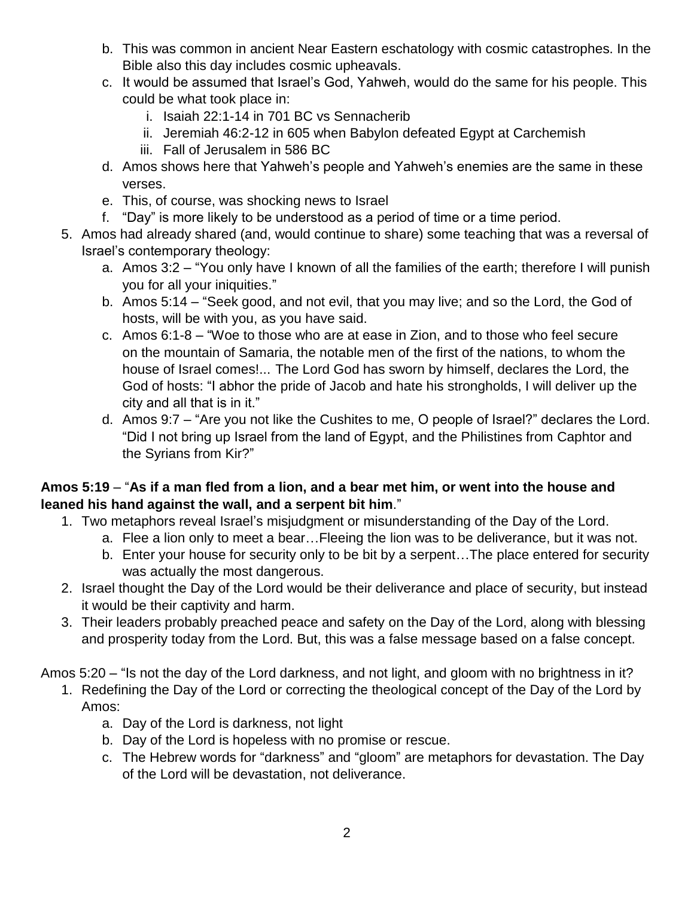b. This was common in ancient Near Eastern eschatology with cosmic catastrophes. In the Bible also this day includes cosmic upheavals.
   c. It would be assumed that Israel's God, Yahweh, would do the same for his people. This could be what took place in:
      i. Isaiah 22:1-14 in 701 BC vs Sennacherib
      ii. Jeremiah 46:2-12 in 605 when Babylon defeated Egypt at Carchemish
      iii. Fall of Jerusalem in 586 BC
   d. Amos shows here that Yahweh's people and Yahweh's enemies are the same in these verses.
   e. This, of course, was shocking news to Israel
   f. "Day" is more likely to be understood as a period of time or a time period.
5. Amos had already shared (and, would continue to share) some teaching that was a reversal of Israel's contemporary theology:
   a. Amos 3:2 – "You only have I known of all the families of the earth; therefore I will punish you for all your iniquities."
   b. Amos 5:14 – "Seek good, and not evil, that you may live; and so the Lord, the God of hosts, will be with you, as you have said.
   c. Amos 6:1-8 – "Woe to those who are at ease in Zion, and to those who feel secure on the mountain of Samaria, the notable men of the first of the nations, to whom the house of Israel comes!... The Lord God has sworn by himself, declares the Lord, the God of hosts: "I abhor the pride of Jacob and hate his strongholds, I will deliver up the city and all that is in it."
   d. Amos 9:7 – "Are you not like the Cushites to me, O people of Israel?" declares the Lord. "Did I not bring up Israel from the land of Egypt, and the Philistines from Caphtor and the Syrians from Kir?"

**Amos 5:19** – "**As if a man fled from a lion, and a bear met him, or went into the house and leaned his hand against the wall, and a serpent bit him**."

1. Two metaphors reveal Israel's misjudgment or misunderstanding of the Day of the Lord.
   a. Flee a lion only to meet a bear…Fleeing the lion was to be deliverance, but it was not.
   b. Enter your house for security only to be bit by a serpent…The place entered for security was actually the most dangerous.
2. Israel thought the Day of the Lord would be their deliverance and place of security, but instead it would be their captivity and harm.
3. Their leaders probably preached peace and safety on the Day of the Lord, along with blessing and prosperity today from the Lord. But, this was a false message based on a false concept.

Amos 5:20 – "Is not the day of the Lord darkness, and not light, and gloom with no brightness in it?

1. Redefining the Day of the Lord or correcting the theological concept of the Day of the Lord by Amos:
   a. Day of the Lord is darkness, not light
   b. Day of the Lord is hopeless with no promise or rescue.
   c. The Hebrew words for "darkness" and "gloom" are metaphors for devastation. The Day of the Lord will be devastation, not deliverance.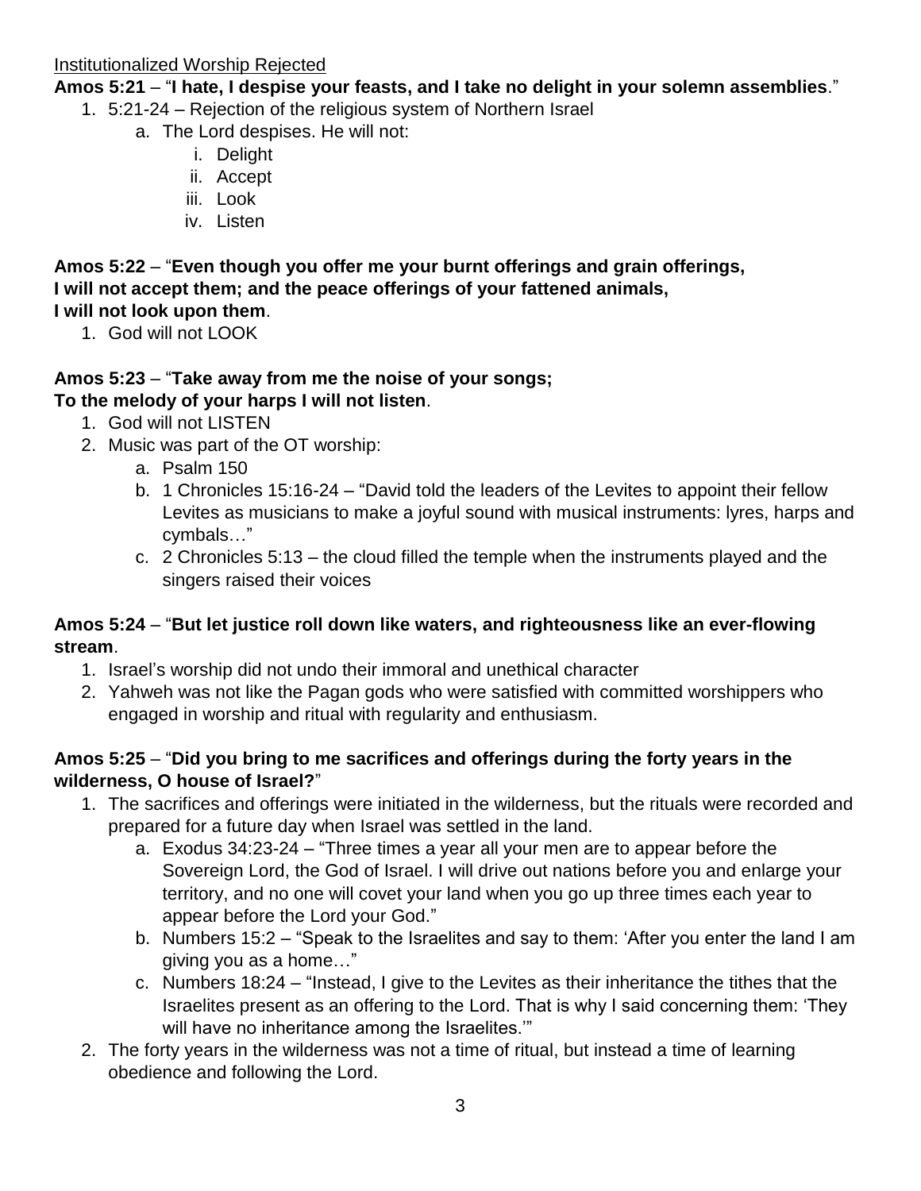<u>Institutionalized Worship Rejected</u>

**Amos 5:21** – "**I hate, I despise your feasts, and I take no delight in your solemn assemblies**."

1. 5:21-24 – Rejection of the religious system of Northern Israel
    a. The Lord despises. He will not:
        i. Delight
        ii. Accept
        iii. Look
        iv. Listen

**Amos 5:22** – "**Even though you offer me your burnt offerings and grain offerings, I will not accept them; and the peace offerings of your fattened animals, I will not look upon them**.

1. God will not LOOK

**Amos 5:23** – "**Take away from me the noise of your songs; To the melody of your harps I will not listen**.

1. God will not LISTEN
2. Music was part of the OT worship:
    a. Psalm 150
    b. 1 Chronicles 15:16-24 – "David told the leaders of the Levites to appoint their fellow Levites as musicians to make a joyful sound with musical instruments: lyres, harps and cymbals…"
    c. 2 Chronicles 5:13 – the cloud filled the temple when the instruments played and the singers raised their voices

**Amos 5:24** – "**But let justice roll down like waters, and righteousness like an ever-flowing stream**.

1. Israel's worship did not undo their immoral and unethical character
2. Yahweh was not like the Pagan gods who were satisfied with committed worshippers who engaged in worship and ritual with regularity and enthusiasm.

**Amos 5:25** – "**Did you bring to me sacrifices and offerings during the forty years in the wilderness, O house of Israel?**"

1. The sacrifices and offerings were initiated in the wilderness, but the rituals were recorded and prepared for a future day when Israel was settled in the land.
    a. Exodus 34:23-24 – "Three times a year all your men are to appear before the Sovereign Lord, the God of Israel. I will drive out nations before you and enlarge your territory, and no one will covet your land when you go up three times each year to appear before the Lord your God."
    b. Numbers 15:2 – "Speak to the Israelites and say to them: 'After you enter the land I am giving you as a home…"
    c. Numbers 18:24 – "Instead, I give to the Levites as their inheritance the tithes that the Israelites present as an offering to the Lord. That is why I said concerning them: 'They will have no inheritance among the Israelites.'"
2. The forty years in the wilderness was not a time of ritual, but instead a time of learning obedience and following the Lord.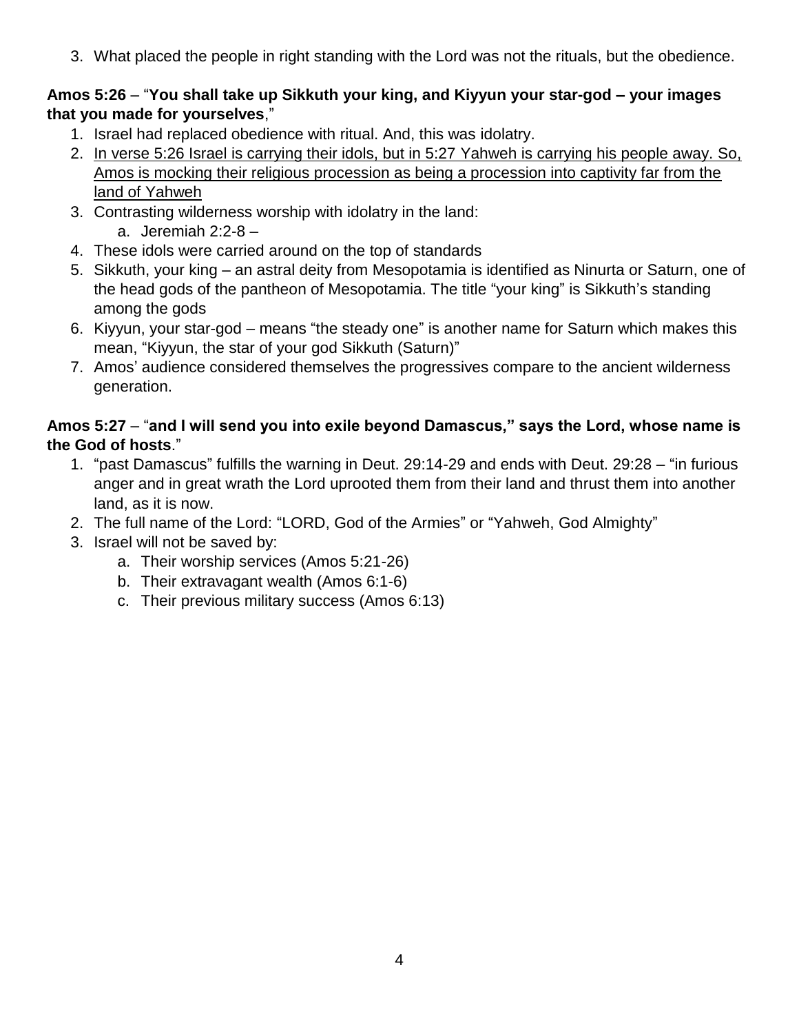3. What placed the people in right standing with the Lord was not the rituals, but the obedience.

**Amos 5:26** – "**You shall take up Sikkuth your king, and Kiyyun your star-god – your images that you made for yourselves**,"

1. Israel had replaced obedience with ritual. And, this was idolatry.
2. <u>In verse 5:26 Israel is carrying their idols, but in 5:27 Yahweh is carrying his people away. So, Amos is mocking their religious procession as being a procession into captivity far from the land of Yahweh</u>
3. Contrasting wilderness worship with idolatry in the land:
   a. Jeremiah 2:2-8 –
4. These idols were carried around on the top of standards
5. Sikkuth, your king – an astral deity from Mesopotamia is identified as Ninurta or Saturn, one of the head gods of the pantheon of Mesopotamia. The title "your king" is Sikkuth's standing among the gods
6. Kiyyun, your star-god – means "the steady one" is another name for Saturn which makes this mean, "Kiyyun, the star of your god Sikkuth (Saturn)"
7. Amos' audience considered themselves the progressives compare to the ancient wilderness generation.

**Amos 5:27** – "**and I will send you into exile beyond Damascus," says the Lord, whose name is the God of hosts**."

1. "past Damascus" fulfills the warning in Deut. 29:14-29 and ends with Deut. 29:28 – "in furious anger and in great wrath the Lord uprooted them from their land and thrust them into another land, as it is now.
2. The full name of the Lord: "LORD, God of the Armies" or "Yahweh, God Almighty"
3. Israel will not be saved by:
   a. Their worship services (Amos 5:21-26)
   b. Their extravagant wealth (Amos 6:1-6)
   c. Their previous military success (Amos 6:13)